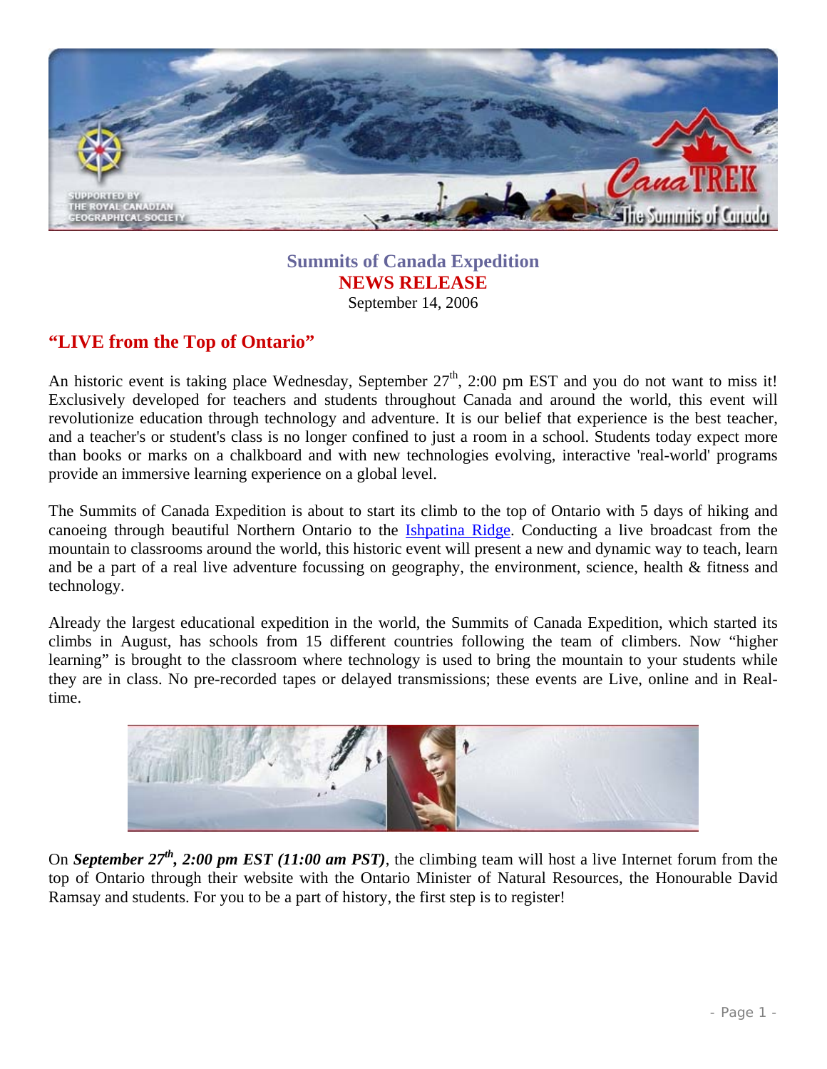**Summits of Canada Expedition**
**NEWS RELEASE**
September 14, 2006

## "LIVE from the Top of Ontario"

An historic event is taking place Wednesday, September 27th, 2:00 pm EST and you do not want to miss it! Exclusively developed for teachers and students throughout Canada and around the world, this event will revolutionize education through technology and adventure. It is our belief that experience is the best teacher, and a teacher's or student's class is no longer confined to just a room in a school. Students today expect more than books or marks on a chalkboard and with new technologies evolving, interactive 'real-world' programs provide an immersive learning experience on a global level.

The Summits of Canada Expedition is about to start its climb to the top of Ontario with 5 days of hiking and canoeing through beautiful Northern Ontario to the Ishpatina Ridge. Conducting a live broadcast from the mountain to classrooms around the world, this historic event will present a new and dynamic way to teach, learn and be a part of a real live adventure focussing on geography, the environment, science, health & fitness and technology.

Already the largest educational expedition in the world, the Summits of Canada Expedition, which started its climbs in August, has schools from 15 different countries following the team of climbers. Now "higher learning" is brought to the classroom where technology is used to bring the mountain to your students while they are in class. No pre-recorded tapes or delayed transmissions; these events are Live, online and in Real-time.

On ***September 27th, 2:00 pm EST (11:00 am PST)***, the climbing team will host a live Internet forum from the top of Ontario through their website with the Ontario Minister of Natural Resources, the Honourable David Ramsay and students. For you to be a part of history, the first step is to register!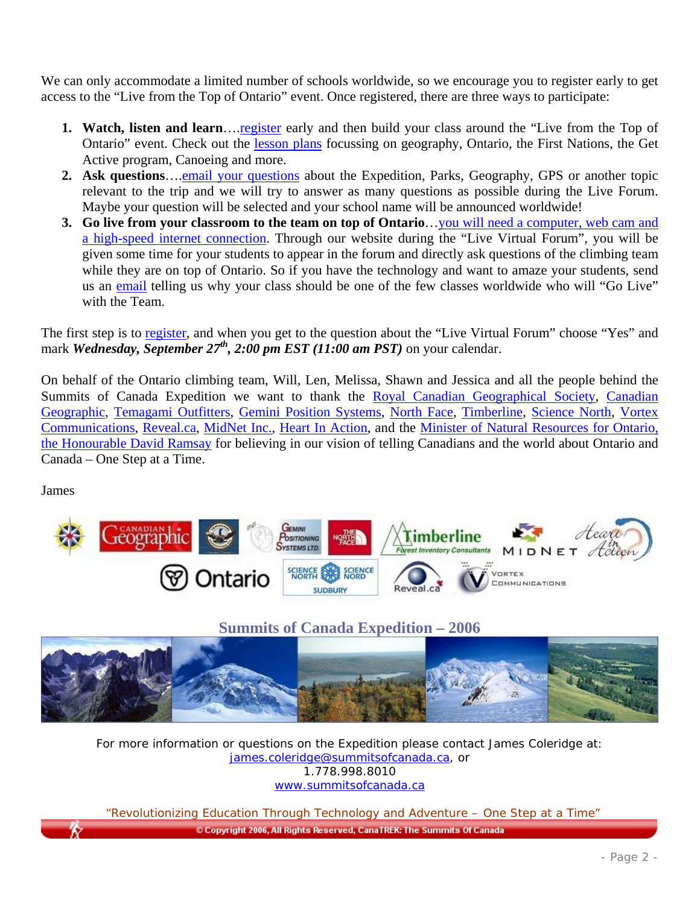We can only accommodate a limited number of schools worldwide, so we encourage you to register early to get access to the "Live from the Top of Ontario" event. Once registered, there are three ways to participate:

1. **Watch, listen and learn**….register early and then build your class around the "Live from the Top of Ontario" event. Check out the lesson plans focussing on geography, Ontario, the First Nations, the Get Active program, Canoeing and more.
2. **Ask questions**….email your questions about the Expedition, Parks, Geography, GPS or another topic relevant to the trip and we will try to answer as many questions as possible during the Live Forum. Maybe your question will be selected and your school name will be announced worldwide!
3. **Go live from your classroom to the team on top of Ontario**…you will need a computer, web cam and a high-speed internet connection. Through our website during the "Live Virtual Forum", you will be given some time for your students to appear in the forum and directly ask questions of the climbing team while they are on top of Ontario. So if you have the technology and want to amaze your students, send us an email telling us why your class should be one of the few classes worldwide who will "Go Live" with the Team.

The first step is to register, and when you get to the question about the "Live Virtual Forum" choose "Yes" and mark ***Wednesday, September 27th, 2:00 pm EST (11:00 am PST)*** on your calendar.

On behalf of the Ontario climbing team, Will, Len, Melissa, Shawn and Jessica and all the people behind the Summits of Canada Expedition we want to thank the Royal Canadian Geographical Society, Canadian Geographic, Temagami Outfitters, Gemini Position Systems, North Face, Timberline, Science North, Vortex Communications, Reveal.ca, MidNet Inc., Heart In Action, and the Minister of Natural Resources for Ontario, the Honourable David Ramsay for believing in our vision of telling Canadians and the world about Ontario and Canada – One Step at a Time.

James

## Summits of Canada Expedition – 2006

For more information or questions on the Expedition please contact James Coleridge at:
james.coleridge@summitsofcanada.ca, or
1.778.998.8010
www.summitsofcanada.ca

"Revolutionizing Education Through Technology and Adventure – One Step at a Time"

© Copyright 2006, All Rights Reserved, CanaTREK: The Summits Of Canada